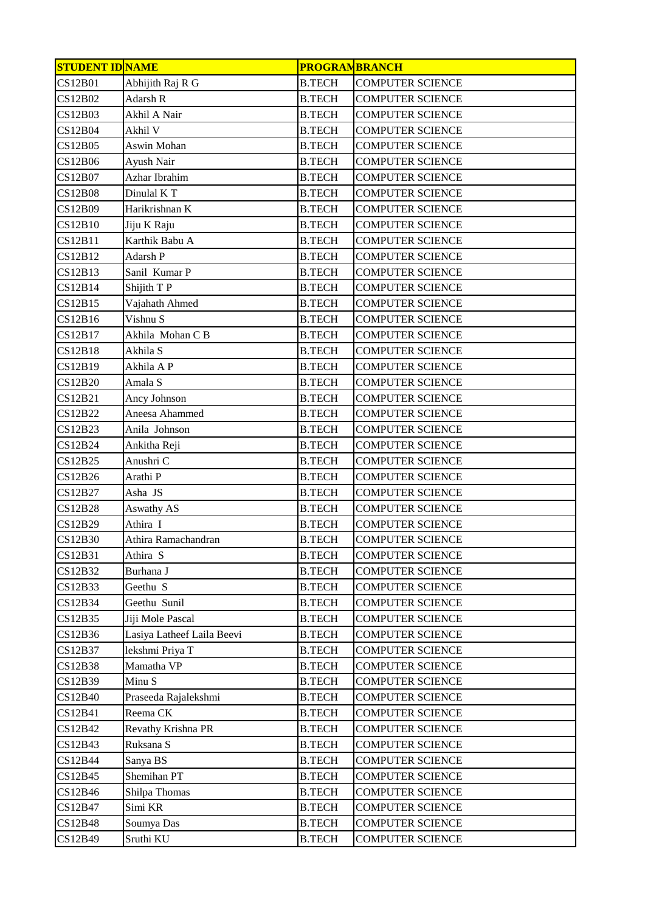| STUDENT ID | NAME | PROGRAM | BRANCH |
|---|---|---|---|
| CS12B01 | Abhijith Raj R G | B.TECH | COMPUTER SCIENCE |
| CS12B02 | Adarsh R | B.TECH | COMPUTER SCIENCE |
| CS12B03 | Akhil A Nair | B.TECH | COMPUTER SCIENCE |
| CS12B04 | Akhil V | B.TECH | COMPUTER SCIENCE |
| CS12B05 | Aswin Mohan | B.TECH | COMPUTER SCIENCE |
| CS12B06 | Ayush Nair | B.TECH | COMPUTER SCIENCE |
| CS12B07 | Azhar Ibrahim | B.TECH | COMPUTER SCIENCE |
| CS12B08 | Dinulal K T | B.TECH | COMPUTER SCIENCE |
| CS12B09 | Harikrishnan K | B.TECH | COMPUTER SCIENCE |
| CS12B10 | Jiju K Raju | B.TECH | COMPUTER SCIENCE |
| CS12B11 | Karthik Babu A | B.TECH | COMPUTER SCIENCE |
| CS12B12 | Adarsh P | B.TECH | COMPUTER SCIENCE |
| CS12B13 | Sanil Kumar P | B.TECH | COMPUTER SCIENCE |
| CS12B14 | Shijith T P | B.TECH | COMPUTER SCIENCE |
| CS12B15 | Vajahath Ahmed | B.TECH | COMPUTER SCIENCE |
| CS12B16 | Vishnu S | B.TECH | COMPUTER SCIENCE |
| CS12B17 | Akhila Mohan C B | B.TECH | COMPUTER SCIENCE |
| CS12B18 | Akhila S | B.TECH | COMPUTER SCIENCE |
| CS12B19 | Akhila A P | B.TECH | COMPUTER SCIENCE |
| CS12B20 | Amala S | B.TECH | COMPUTER SCIENCE |
| CS12B21 | Ancy Johnson | B.TECH | COMPUTER SCIENCE |
| CS12B22 | Aneesa Ahammed | B.TECH | COMPUTER SCIENCE |
| CS12B23 | Anila Johnson | B.TECH | COMPUTER SCIENCE |
| CS12B24 | Ankitha Reji | B.TECH | COMPUTER SCIENCE |
| CS12B25 | Anushri C | B.TECH | COMPUTER SCIENCE |
| CS12B26 | Arathi P | B.TECH | COMPUTER SCIENCE |
| CS12B27 | Asha JS | B.TECH | COMPUTER SCIENCE |
| CS12B28 | Aswathy AS | B.TECH | COMPUTER SCIENCE |
| CS12B29 | Athira I | B.TECH | COMPUTER SCIENCE |
| CS12B30 | Athira Ramachandran | B.TECH | COMPUTER SCIENCE |
| CS12B31 | Athira S | B.TECH | COMPUTER SCIENCE |
| CS12B32 | Burhana J | B.TECH | COMPUTER SCIENCE |
| CS12B33 | Geethu S | B.TECH | COMPUTER SCIENCE |
| CS12B34 | Geethu Sunil | B.TECH | COMPUTER SCIENCE |
| CS12B35 | Jiji Mole Pascal | B.TECH | COMPUTER SCIENCE |
| CS12B36 | Lasiya Latheef Laila Beevi | B.TECH | COMPUTER SCIENCE |
| CS12B37 | lekshmi Priya T | B.TECH | COMPUTER SCIENCE |
| CS12B38 | Mamatha VP | B.TECH | COMPUTER SCIENCE |
| CS12B39 | Minu S | B.TECH | COMPUTER SCIENCE |
| CS12B40 | Praseeda Rajalekshmi | B.TECH | COMPUTER SCIENCE |
| CS12B41 | Reema CK | B.TECH | COMPUTER SCIENCE |
| CS12B42 | Revathy Krishna PR | B.TECH | COMPUTER SCIENCE |
| CS12B43 | Ruksana S | B.TECH | COMPUTER SCIENCE |
| CS12B44 | Sanya BS | B.TECH | COMPUTER SCIENCE |
| CS12B45 | Shemihan PT | B.TECH | COMPUTER SCIENCE |
| CS12B46 | Shilpa Thomas | B.TECH | COMPUTER SCIENCE |
| CS12B47 | Simi KR | B.TECH | COMPUTER SCIENCE |
| CS12B48 | Soumya Das | B.TECH | COMPUTER SCIENCE |
| CS12B49 | Sruthi KU | B.TECH | COMPUTER SCIENCE |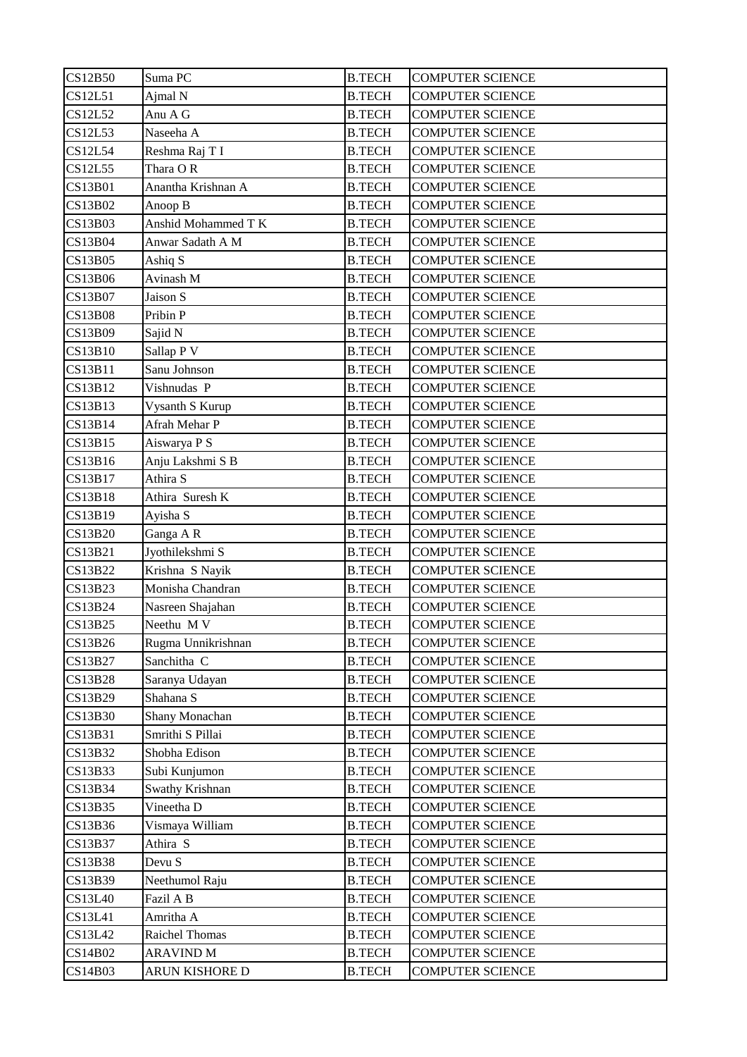| CS12B50 | Suma PC | B.TECH | COMPUTER SCIENCE |
|---|---|---|---|
| CS12L51 | Ajmal N | B.TECH | COMPUTER SCIENCE |
| CS12L52 | Anu A G | B.TECH | COMPUTER SCIENCE |
| CS12L53 | Naseeha A | B.TECH | COMPUTER SCIENCE |
| CS12L54 | Reshma Raj T I | B.TECH | COMPUTER SCIENCE |
| CS12L55 | Thara O R | B.TECH | COMPUTER SCIENCE |
| CS13B01 | Anantha Krishnan A | B.TECH | COMPUTER SCIENCE |
| CS13B02 | Anoop B | B.TECH | COMPUTER SCIENCE |
| CS13B03 | Anshid Mohammed T K | B.TECH | COMPUTER SCIENCE |
| CS13B04 | Anwar Sadath A M | B.TECH | COMPUTER SCIENCE |
| CS13B05 | Ashiq S | B.TECH | COMPUTER SCIENCE |
| CS13B06 | Avinash M | B.TECH | COMPUTER SCIENCE |
| CS13B07 | Jaison S | B.TECH | COMPUTER SCIENCE |
| CS13B08 | Pribin P | B.TECH | COMPUTER SCIENCE |
| CS13B09 | Sajid N | B.TECH | COMPUTER SCIENCE |
| CS13B10 | Sallap P V | B.TECH | COMPUTER SCIENCE |
| CS13B11 | Sanu Johnson | B.TECH | COMPUTER SCIENCE |
| CS13B12 | Vishnudas P | B.TECH | COMPUTER SCIENCE |
| CS13B13 | Vysanth S Kurup | B.TECH | COMPUTER SCIENCE |
| CS13B14 | Afrah Mehar P | B.TECH | COMPUTER SCIENCE |
| CS13B15 | Aiswarya P S | B.TECH | COMPUTER SCIENCE |
| CS13B16 | Anju Lakshmi S B | B.TECH | COMPUTER SCIENCE |
| CS13B17 | Athira S | B.TECH | COMPUTER SCIENCE |
| CS13B18 | Athira Suresh K | B.TECH | COMPUTER SCIENCE |
| CS13B19 | Ayisha S | B.TECH | COMPUTER SCIENCE |
| CS13B20 | Ganga A R | B.TECH | COMPUTER SCIENCE |
| CS13B21 | Jyothilekshmi S | B.TECH | COMPUTER SCIENCE |
| CS13B22 | Krishna S Nayik | B.TECH | COMPUTER SCIENCE |
| CS13B23 | Monisha Chandran | B.TECH | COMPUTER SCIENCE |
| CS13B24 | Nasreen Shajahan | B.TECH | COMPUTER SCIENCE |
| CS13B25 | Neethu M V | B.TECH | COMPUTER SCIENCE |
| CS13B26 | Rugma Unnikrishnan | B.TECH | COMPUTER SCIENCE |
| CS13B27 | Sanchitha C | B.TECH | COMPUTER SCIENCE |
| CS13B28 | Saranya Udayan | B.TECH | COMPUTER SCIENCE |
| CS13B29 | Shahana S | B.TECH | COMPUTER SCIENCE |
| CS13B30 | Shany Monachan | B.TECH | COMPUTER SCIENCE |
| CS13B31 | Smrithi S Pillai | B.TECH | COMPUTER SCIENCE |
| CS13B32 | Shobha Edison | B.TECH | COMPUTER SCIENCE |
| CS13B33 | Subi Kunjumon | B.TECH | COMPUTER SCIENCE |
| CS13B34 | Swathy Krishnan | B.TECH | COMPUTER SCIENCE |
| CS13B35 | Vineetha D | B.TECH | COMPUTER SCIENCE |
| CS13B36 | Vismaya William | B.TECH | COMPUTER SCIENCE |
| CS13B37 | Athira S | B.TECH | COMPUTER SCIENCE |
| CS13B38 | Devu S | B.TECH | COMPUTER SCIENCE |
| CS13B39 | Neethumol Raju | B.TECH | COMPUTER SCIENCE |
| CS13L40 | Fazil A B | B.TECH | COMPUTER SCIENCE |
| CS13L41 | Amritha A | B.TECH | COMPUTER SCIENCE |
| CS13L42 | Raichel Thomas | B.TECH | COMPUTER SCIENCE |
| CS14B02 | ARAVIND M | B.TECH | COMPUTER SCIENCE |
| CS14B03 | ARUN KISHORE D | B.TECH | COMPUTER SCIENCE |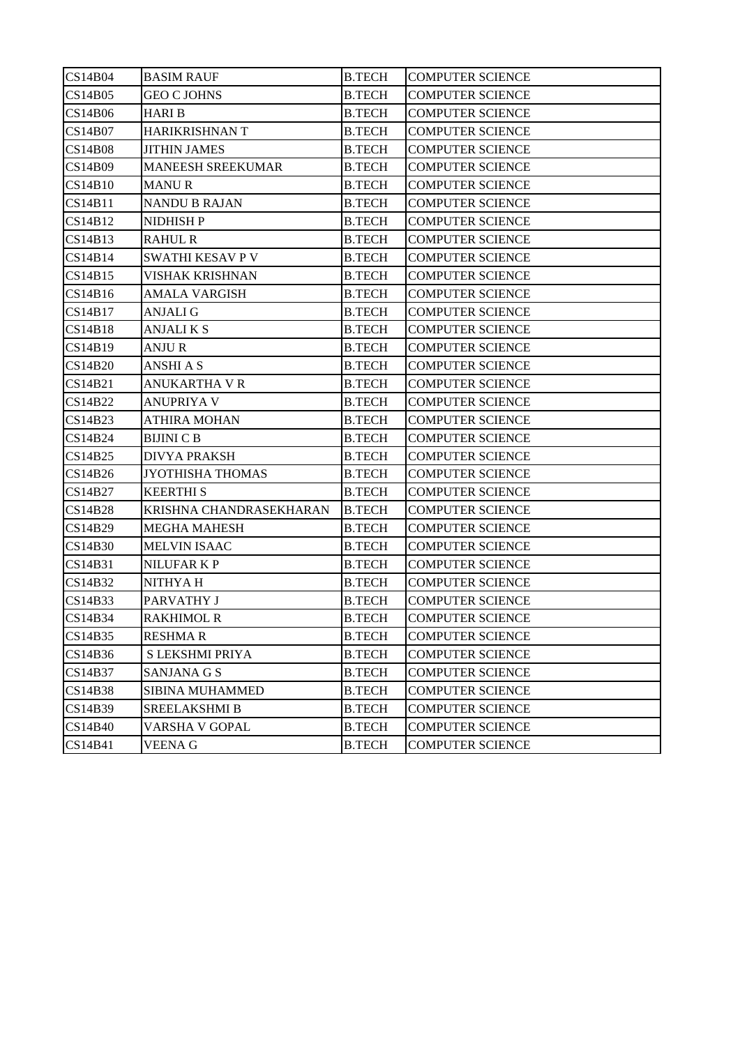| | | | |
|---|---|---|---|
| CS14B04 | BASIM RAUF | B.TECH | COMPUTER SCIENCE |
| CS14B05 | GEO C JOHNS | B.TECH | COMPUTER SCIENCE |
| CS14B06 | HARI B | B.TECH | COMPUTER SCIENCE |
| CS14B07 | HARIKRISHNAN T | B.TECH | COMPUTER SCIENCE |
| CS14B08 | JITHIN JAMES | B.TECH | COMPUTER SCIENCE |
| CS14B09 | MANEESH SREEKUMAR | B.TECH | COMPUTER SCIENCE |
| CS14B10 | MANU R | B.TECH | COMPUTER SCIENCE |
| CS14B11 | NANDU B RAJAN | B.TECH | COMPUTER SCIENCE |
| CS14B12 | NIDHISH P | B.TECH | COMPUTER SCIENCE |
| CS14B13 | RAHUL R | B.TECH | COMPUTER SCIENCE |
| CS14B14 | SWATHI KESAV P V | B.TECH | COMPUTER SCIENCE |
| CS14B15 | VISHAK KRISHNAN | B.TECH | COMPUTER SCIENCE |
| CS14B16 | AMALA VARGISH | B.TECH | COMPUTER SCIENCE |
| CS14B17 | ANJALI G | B.TECH | COMPUTER SCIENCE |
| CS14B18 | ANJALI K S | B.TECH | COMPUTER SCIENCE |
| CS14B19 | ANJU R | B.TECH | COMPUTER SCIENCE |
| CS14B20 | ANSHI A S | B.TECH | COMPUTER SCIENCE |
| CS14B21 | ANUKARTHA V R | B.TECH | COMPUTER SCIENCE |
| CS14B22 | ANUPRIYA V | B.TECH | COMPUTER SCIENCE |
| CS14B23 | ATHIRA MOHAN | B.TECH | COMPUTER SCIENCE |
| CS14B24 | BIJINI C B | B.TECH | COMPUTER SCIENCE |
| CS14B25 | DIVYA PRAKSH | B.TECH | COMPUTER SCIENCE |
| CS14B26 | JYOTHISHA THOMAS | B.TECH | COMPUTER SCIENCE |
| CS14B27 | KEERTHI S | B.TECH | COMPUTER SCIENCE |
| CS14B28 | KRISHNA CHANDRASEKHARAN | B.TECH | COMPUTER SCIENCE |
| CS14B29 | MEGHA MAHESH | B.TECH | COMPUTER SCIENCE |
| CS14B30 | MELVIN ISAAC | B.TECH | COMPUTER SCIENCE |
| CS14B31 | NILUFAR K P | B.TECH | COMPUTER SCIENCE |
| CS14B32 | NITHYA H | B.TECH | COMPUTER SCIENCE |
| CS14B33 | PARVATHY J | B.TECH | COMPUTER SCIENCE |
| CS14B34 | RAKHIMOL R | B.TECH | COMPUTER SCIENCE |
| CS14B35 | RESHMA R | B.TECH | COMPUTER SCIENCE |
| CS14B36 | S LEKSHMI PRIYA | B.TECH | COMPUTER SCIENCE |
| CS14B37 | SANJANA G S | B.TECH | COMPUTER SCIENCE |
| CS14B38 | SIBINA MUHAMMED | B.TECH | COMPUTER SCIENCE |
| CS14B39 | SREELAKSHMI B | B.TECH | COMPUTER SCIENCE |
| CS14B40 | VARSHA V GOPAL | B.TECH | COMPUTER SCIENCE |
| CS14B41 | VEENA G | B.TECH | COMPUTER SCIENCE |